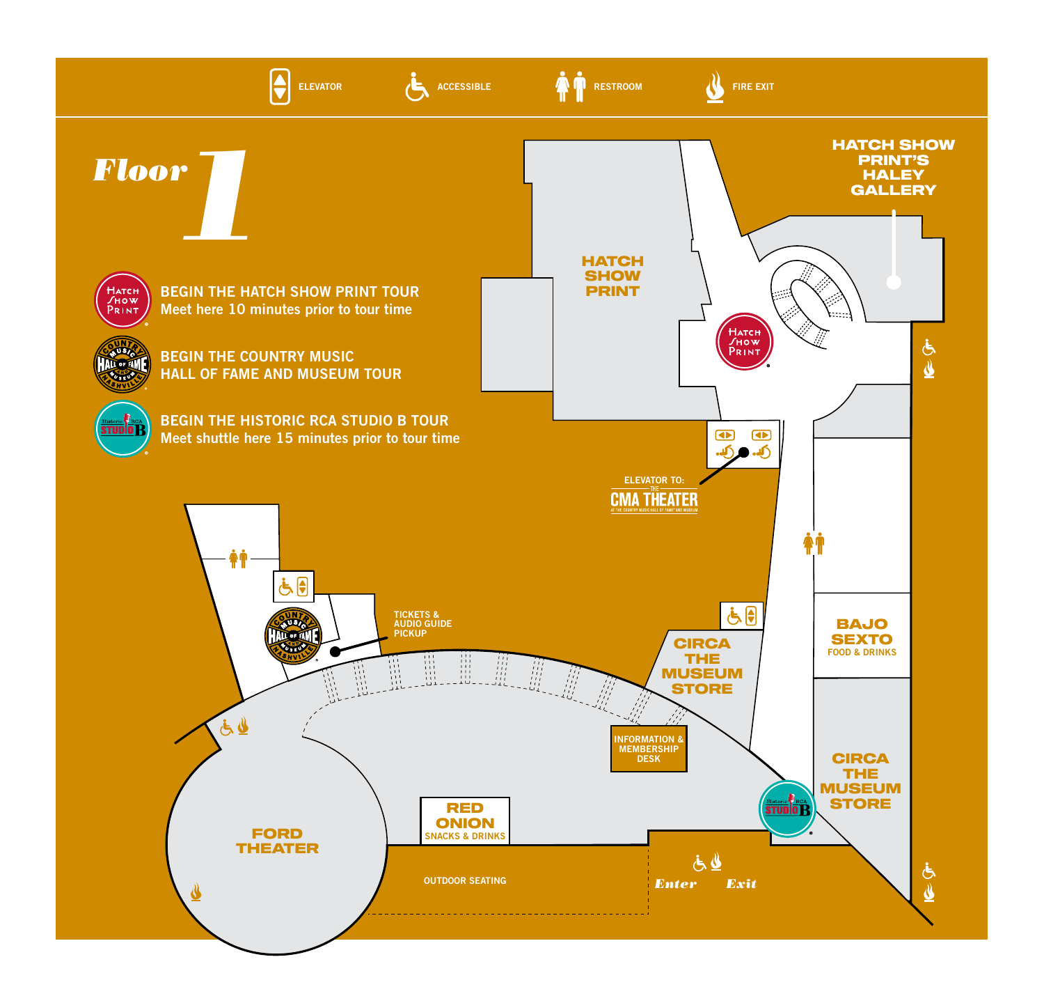ELEVATOR ACCESSIBLE RESTROOM FIRE EXIT

# Floor 1

**BEGIN THE HATCH SHOW PRINT TOUR**
Meet here 10 minutes prior to tour time

**BEGIN THE COUNTRY MUSIC HALL OF FAME AND MUSEUM TOUR**

**BEGIN THE HISTORIC RCA STUDIO B TOUR**
Meet shuttle here 15 minutes prior to tour time

HATCH SHOW PRINT

HATCH SHOW PRINT'S HALEY GALLERY

ELEVATOR TO: THE CMA THEATER AT THE COUNTRY MUSIC HALL OF FAME® AND MUSEUM

TICKETS & AUDIO GUIDE PICKUP

CIRCA THE MUSEUM STORE

BAJO SEXTO FOOD & DRINKS

INFORMATION & MEMBERSHIP DESK

CIRCA THE MUSEUM STORE

FORD THEATER

RED ONION SNACKS & DRINKS

OUTDOOR SEATING

*Enter* *Exit*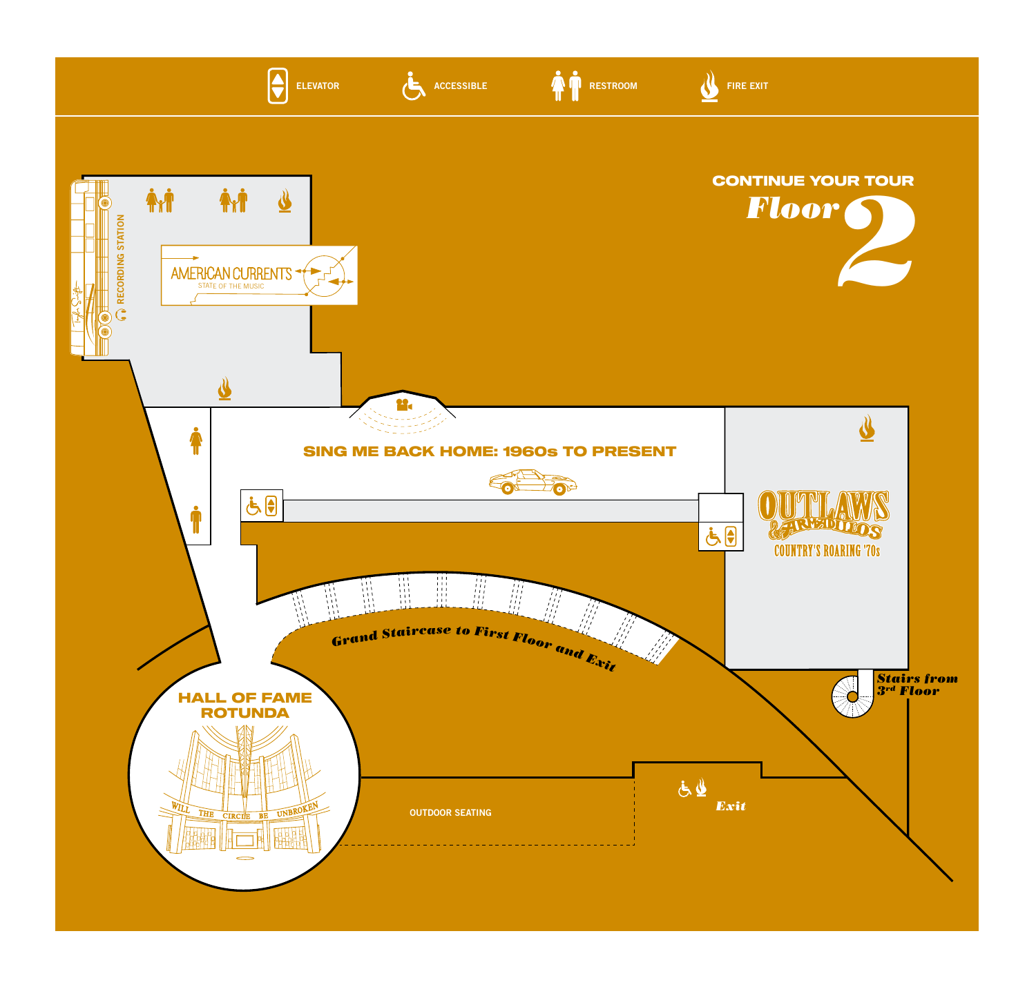ELEVATOR ACCESSIBLE RESTROOM FIRE EXIT

## CONTINUE YOUR TOUR

# *Floor 2*

RECORDING STATION

AMERICAN CURRENTS
STATE OF THE MUSIC

SING ME BACK HOME: 1960s TO PRESENT

OUTLAWS & ARMADILLOS
COUNTRY'S ROARING '70s

*Grand Staircase to First Floor and Exit*

*Stairs from 3rd Floor*

HALL OF FAME ROTUNDA

WILL THE CIRCLE BE UNBROKEN

OUTDOOR SEATING

*Exit*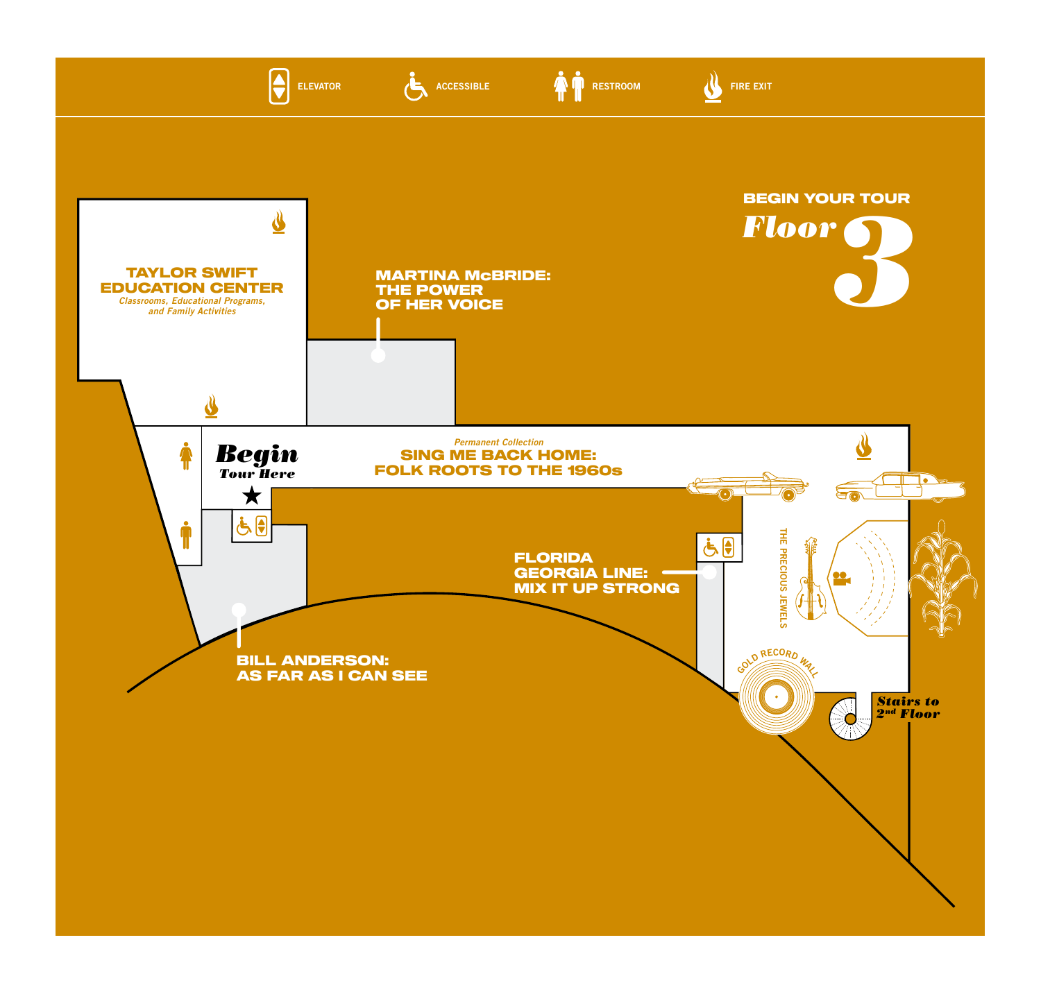ELEVATOR

ACCESSIBLE

RESTROOM

FIRE EXIT

# BEGIN YOUR TOUR

# *Floor* 3

TAYLOR SWIFT EDUCATION CENTER

*Classrooms, Educational Programs, and Family Activities*

MARTINA McBRIDE: THE POWER OF HER VOICE

***Begin*** ***Tour Here***

*Permanent Collection*

SING ME BACK HOME: FOLK ROOTS TO THE 1960s

FLORIDA GEORGIA LINE: MIX IT UP STRONG

THE PRECIOUS JEWELS

GOLD RECORD WALL

***Stairs to 2nd Floor***

BILL ANDERSON: AS FAR AS I CAN SEE